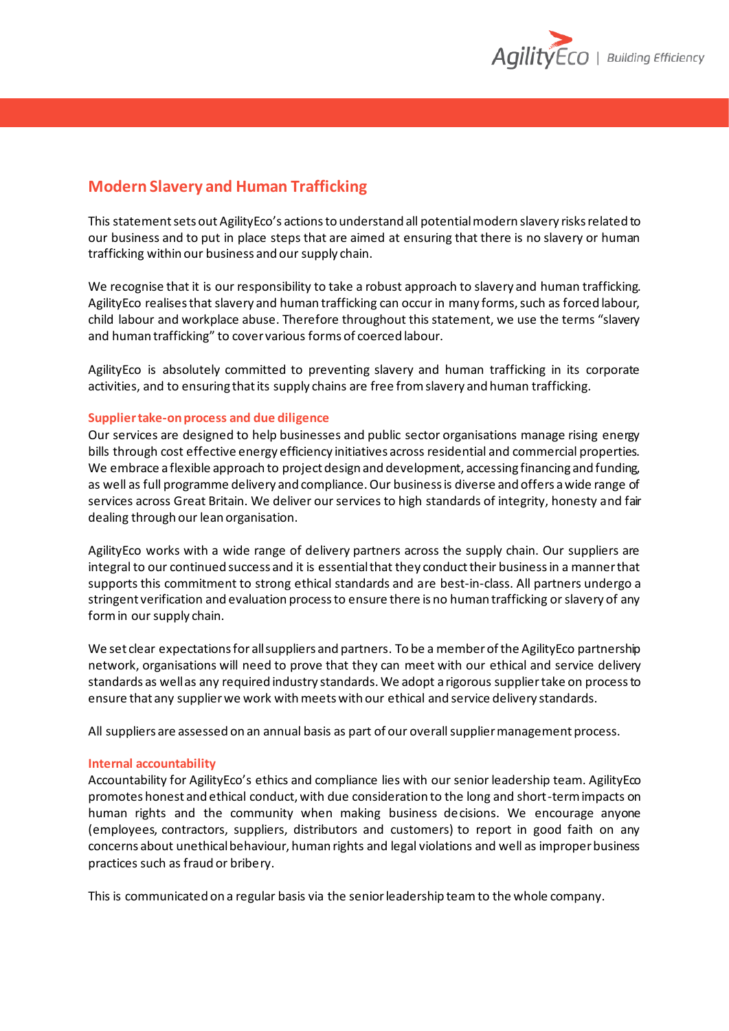## Modern Slavery and Human Trafficking

This statement sets out AgilityEco's actions to understand all potential modern slavery risks related to our business and to put in place steps that are aimed at ensuring that there is no slavery or human trafficking within our business and our supply chain.

We recognise that it is our responsibility to take a robust approach to slavery and human trafficking. AgilityEco realises that slavery and human trafficking can occur in many forms, such as forced labour, child labour and workplace abuse. Therefore throughout this statement, we use the terms "slavery and human trafficking" to cover various forms of coerced labour.

AgilityEco is absolutely committed to preventing slavery and human trafficking in its corporate activities, and to ensuring that its supply chains are free from slavery and human trafficking.

### Supplier take-on process and due diligence

Our services are designed to help businesses and public sector organisations manage rising energy bills through cost effective energy efficiency initiatives across residential and commercial properties. We embrace a flexible approach to project design and development, accessing financing and funding, as well as full programme delivery and compliance. Our business is diverse and offers a wide range of services across Great Britain. We deliver our services to high standards of integrity, honesty and fair dealing through our lean organisation.

AgilityEco works with a wide range of delivery partners across the supply chain. Our suppliers are integral to our continued success and it is essential that they conduct their business in a manner that supports this commitment to strong ethical standards and are best-in-class. All partners undergo a stringent verification and evaluation process to ensure there is no human trafficking or slavery of any form in our supply chain.

We set clear expectations for all suppliers and partners. To be a member of the AgilityEco partnership network, organisations will need to prove that they can meet with our ethical and service delivery standards as well as any required industry standards. We adopt a rigorous supplier take on process to ensure that any supplier we work with meets with our ethical and service delivery standards.

All suppliers are assessed on an annual basis as part of our overall supplier management process.

### Internal accountability

Accountability for AgilityEco's ethics and compliance lies with our senior leadership team. AgilityEco promotes honest and ethical conduct, with due consideration to the long and short-term impacts on human rights and the community when making business decisions. We encourage anyone (employees, contractors, suppliers, distributors and customers) to report in good faith on any concerns about unethical behaviour, human rights and legal violations and well as improper business practices such as fraud or bribery.

This is communicated on a regular basis via the senior leadership team to the whole company.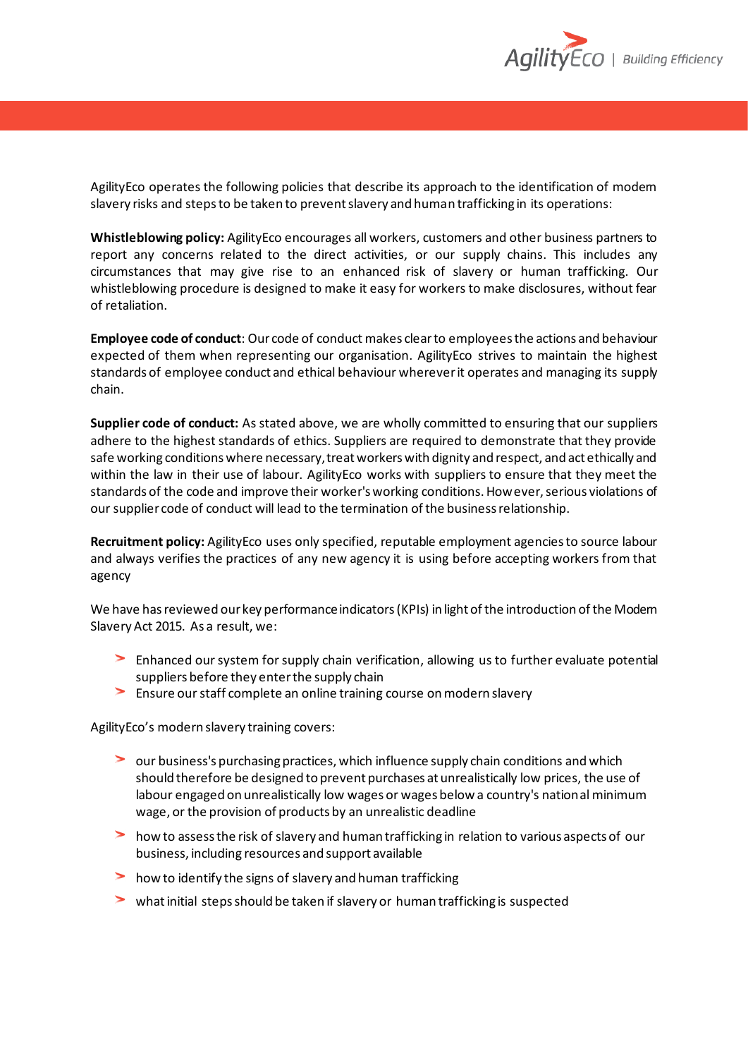AgilityEco operates the following policies that describe its approach to the identification of modern slavery risks and steps to be taken to prevent slavery and human trafficking in its operations:

**Whistleblowing policy:** AgilityEco encourages all workers, customers and other business partners to report any concerns related to the direct activities, or our supply chains. This includes any circumstances that may give rise to an enhanced risk of slavery or human trafficking. Our whistleblowing procedure is designed to make it easy for workers to make disclosures, without fear of retaliation.

**Employee code of conduct**: Our code of conduct makes clear to employees the actions and behaviour expected of them when representing our organisation. AgilityEco strives to maintain the highest standards of employee conduct and ethical behaviour wherever it operates and managing its supply chain.

**Supplier code of conduct:** As stated above, we are wholly committed to ensuring that our suppliers adhere to the highest standards of ethics. Suppliers are required to demonstrate that they provide safe working conditions where necessary, treat workers with dignity and respect, and act ethically and within the law in their use of labour. AgilityEco works with suppliers to ensure that they meet the standards of the code and improve their worker's working conditions. However, serious violations of our supplier code of conduct will lead to the termination of the business relationship.

**Recruitment policy:** AgilityEco uses only specified, reputable employment agencies to source labour and always verifies the practices of any new agency it is using before accepting workers from that agency

We have has reviewed our key performance indicators (KPIs) in light of the introduction of the Modern Slavery Act 2015. As a result, we:

- Enhanced our system for supply chain verification, allowing us to further evaluate potential suppliers before they enter the supply chain
- Ensure our staff complete an online training course on modern slavery

AgilityEco's modern slavery training covers:

- our business's purchasing practices, which influence supply chain conditions and which should therefore be designed to prevent purchases at unrealistically low prices, the use of labour engaged on unrealistically low wages or wages below a country's national minimum wage, or the provision of products by an unrealistic deadline
- how to assess the risk of slavery and human trafficking in relation to various aspects of our business, including resources and support available
- how to identify the signs of slavery and human trafficking
- what initial steps should be taken if slavery or human trafficking is suspected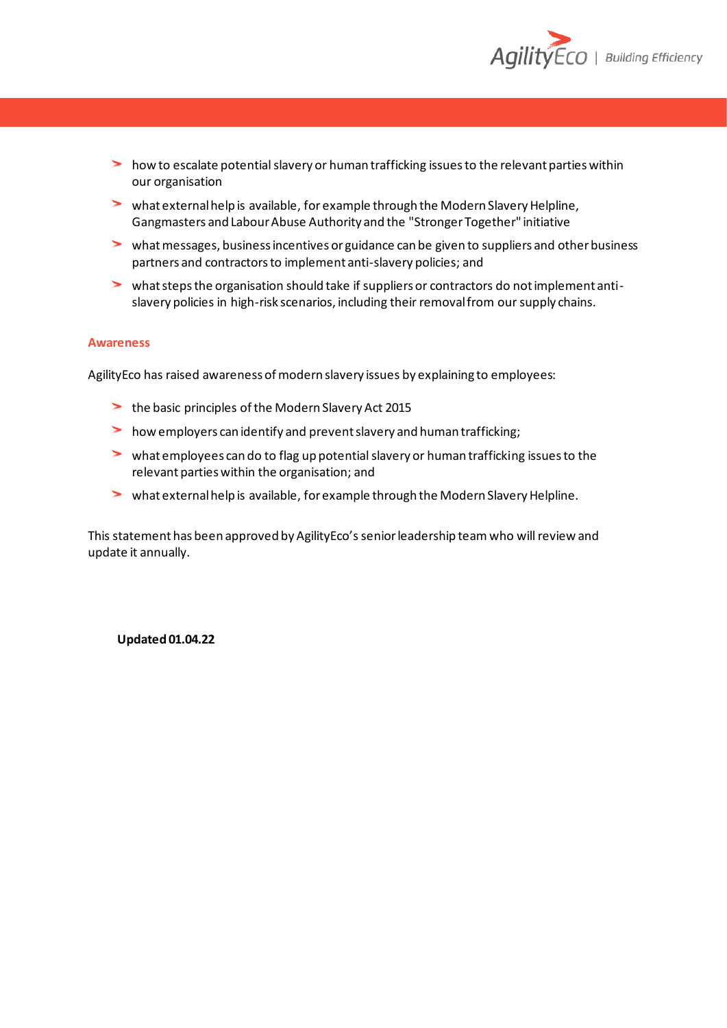- how to escalate potential slavery or human trafficking issues to the relevant parties within our organisation
- what external help is available, for example through the Modern Slavery Helpline, Gangmasters and Labour Abuse Authority and the "Stronger Together" initiative
- what messages, business incentives or guidance can be given to suppliers and other business partners and contractors to implement anti-slavery policies; and
- what steps the organisation should take if suppliers or contractors do not implement anti-slavery policies in high-risk scenarios, including their removal from our supply chains.

## Awareness

AgilityEco has raised awareness of modern slavery issues by explaining to employees:

- the basic principles of the Modern Slavery Act 2015
- how employers can identify and prevent slavery and human trafficking;
- what employees can do to flag up potential slavery or human trafficking issues to the relevant parties within the organisation; and
- what external help is available, for example through the Modern Slavery Helpline.

This statement has been approved by AgilityEco's senior leadership team who will review and update it annually.

**Updated 01.04.22**